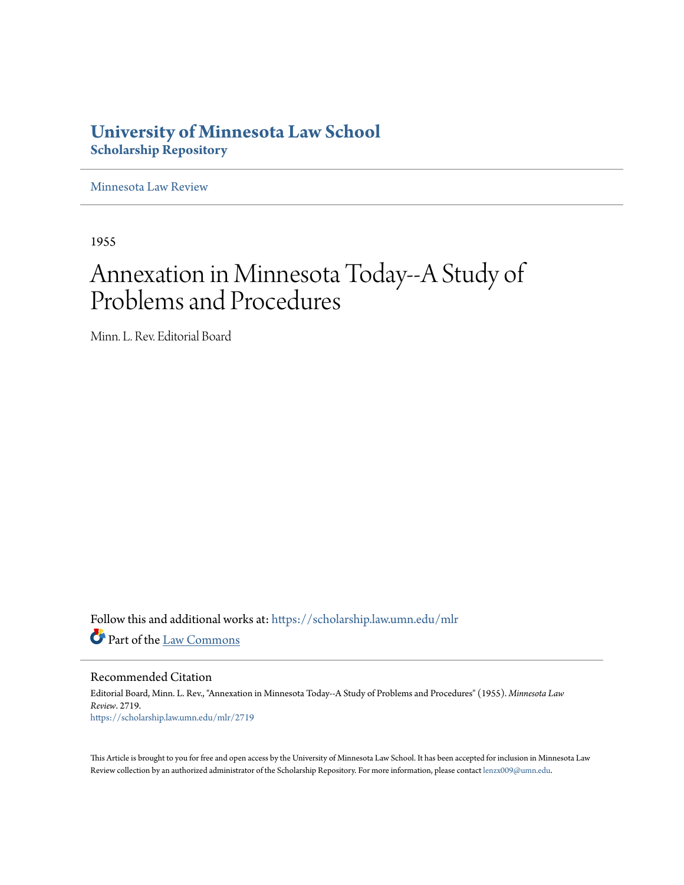# University of Minnesota Law School
## Scholarship Repository

Minnesota Law Review

1955

# Annexation in Minnesota Today--A Study of Problems and Procedures

Minn. L. Rev. Editorial Board

Follow this and additional works at: https://scholarship.law.umn.edu/mlr

Part of the Law Commons

### Recommended Citation

Editorial Board, Minn. L. Rev., "Annexation in Minnesota Today--A Study of Problems and Procedures" (1955). *Minnesota Law Review*. 2719.
https://scholarship.law.umn.edu/mlr/2719

This Article is brought to you for free and open access by the University of Minnesota Law School. It has been accepted for inclusion in Minnesota Law Review collection by an authorized administrator of the Scholarship Repository. For more information, please contact lenzx009@umn.edu.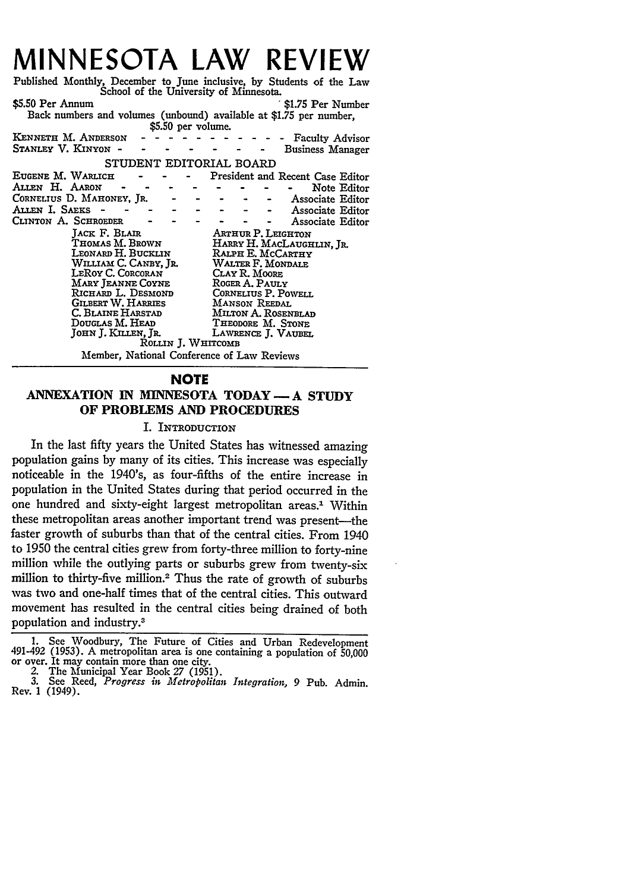# MINNESOTA LAW REVIEW

Published Monthly, December to June inclusive, by Students of the Law School of the University of Minnesota.

$5.50 Per Annum — $1.75 Per Number

Back numbers and volumes (unbound) available at $1.75 per number, $5.50 per volume.

KENNETH M. ANDERSON - - - Faculty Advisor
STANLEY V. KINYON - - - Business Manager

STUDENT EDITORIAL BOARD

EUGENE M. WARLICH - - - President and Recent Case Editor
ALLEN H. AARON - - - Note Editor
CORNELIUS D. MAHONEY, JR. - - - Associate Editor
ALLEN I. SAEKS - - - Associate Editor
CLINTON A. SCHROEDER - - - Associate Editor

JACK F. BLAIR
THOMAS M. BROWN
LEONARD H. BUCKLIN
WILLIAM C. CANBY, JR.
LEROY C. CORCORAN
MARY JEANNE COYNE
RICHARD L. DESMOND
GILBERT W. HARRIES
C. BLAINE HARSTAD
DOUGLAS M. HEAD
JOHN J. KILLEN, JR.
ARTHUR P. LEIGHTON
HARRY H. MACLAUGHLIN, JR.
RALPH E. MCCARTHY
WALTER F. MONDALE
CLAY R. MOORE
ROGER A. PAULY
CORNELIUS P. POWELL
MANSON REEDAL
MILTON A. ROSENBLAD
THEODORE M. STONE
LAWRENCE J. VAUBEL
ROLLIN J. WHITCOMB

Member, National Conference of Law Reviews

## NOTE

## ANNEXATION IN MINNESOTA TODAY — A STUDY OF PROBLEMS AND PROCEDURES

### I. INTRODUCTION

In the last fifty years the United States has witnessed amazing population gains by many of its cities. This increase was especially noticeable in the 1940's, as four-fifths of the entire increase in population in the United States during that period occurred in the one hundred and sixty-eight largest metropolitan areas.[1] Within these metropolitan areas another important trend was present—the faster growth of suburbs than that of the central cities. From 1940 to 1950 the central cities grew from forty-three million to forty-nine million while the outlying parts or suburbs grew from twenty-six million to thirty-five million.[2] Thus the rate of growth of suburbs was two and one-half times that of the central cities. This outward movement has resulted in the central cities being drained of both population and industry.[3]

---

1. See Woodbury, The Future of Cities and Urban Redevelopment 491-492 (1953). A metropolitan area is one containing a population of 50,000 or over. It may contain more than one city.

2. The Municipal Year Book 27 (1951).

3. See Reed, *Progress in Metropolitan Integration*, 9 Pub. Admin. Rev. 1 (1949).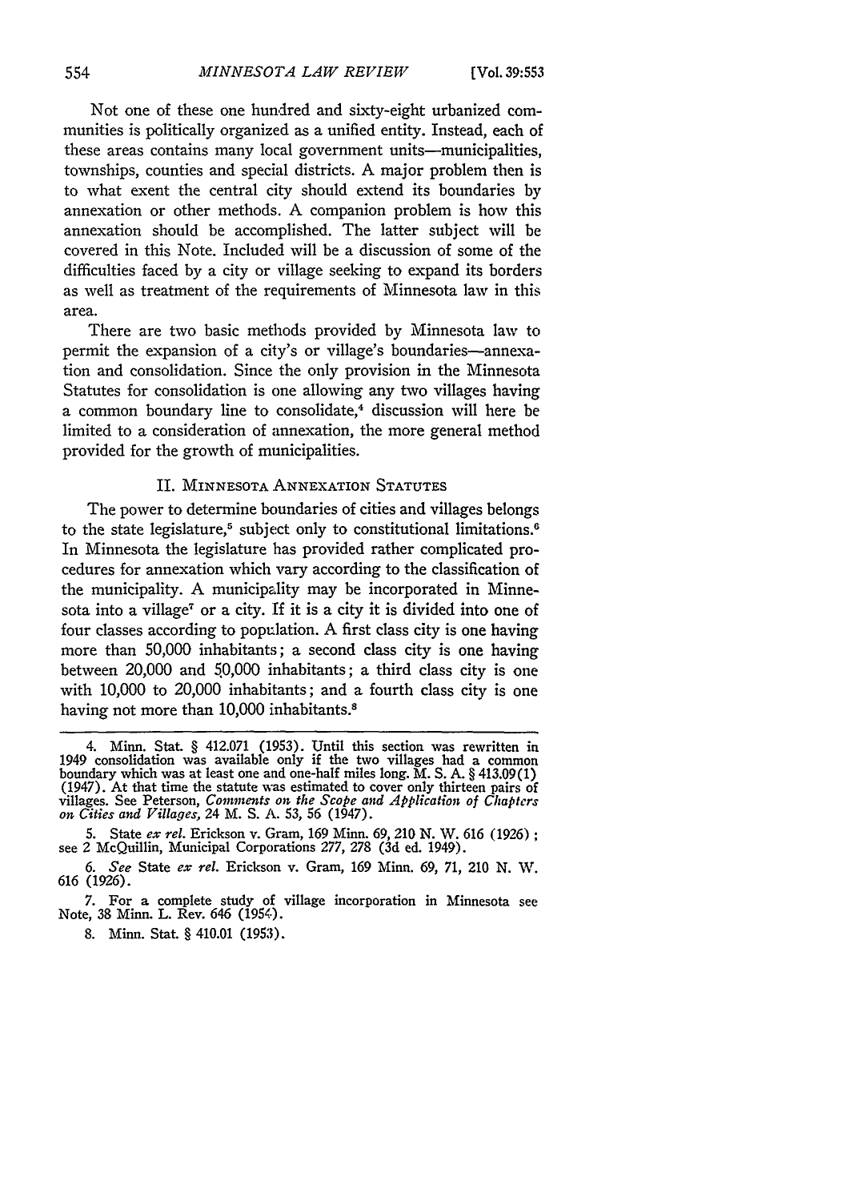Not one of these one hundred and sixty-eight urbanized communities is politically organized as a unified entity. Instead, each of these areas contains many local government units—municipalities, townships, counties and special districts. A major problem then is to what exent the central city should extend its boundaries by annexation or other methods. A companion problem is how this annexation should be accomplished. The latter subject will be covered in this Note. Included will be a discussion of some of the difficulties faced by a city or village seeking to expand its borders as well as treatment of the requirements of Minnesota law in this area.

There are two basic methods provided by Minnesota law to permit the expansion of a city's or village's boundaries—annexation and consolidation. Since the only provision in the Minnesota Statutes for consolidation is one allowing any two villages having a common boundary line to consolidate,[4] discussion will here be limited to a consideration of annexation, the more general method provided for the growth of municipalities.

## II. Minnesota Annexation Statutes

The power to determine boundaries of cities and villages belongs to the state legislature,[5] subject only to constitutional limitations.[6] In Minnesota the legislature has provided rather complicated procedures for annexation which vary according to the classification of the municipality. A municipality may be incorporated in Minnesota into a village[7] or a city. If it is a city it is divided into one of four classes according to population. A first class city is one having more than 50,000 inhabitants; a second class city is one having between 20,000 and 50,000 inhabitants; a third class city is one with 10,000 to 20,000 inhabitants; and a fourth class city is one having not more than 10,000 inhabitants.[8]

---

4. Minn. Stat. § 412.071 (1953). Until this section was rewritten in 1949 consolidation was available only if the two villages had a common boundary which was at least one and one-half miles long. M. S. A. § 413.09(1) (1947). At that time the statute was estimated to cover only thirteen pairs of villages. See Peterson, *Comments on the Scope and Application of Chapters on Cities and Villages,* 24 M. S. A. 53, 56 (1947).

5. State *ex rel.* Erickson v. Gram, 169 Minn. 69, 210 N. W. 616 (1926); see 2 McQuillin, Municipal Corporations 277, 278 (3d ed. 1949).

6. *See* State *ex rel.* Erickson v. Gram, 169 Minn. 69, 71, 210 N. W. 616 (1926).

7. For a complete study of village incorporation in Minnesota see Note, 38 Minn. L. Rev. 646 (1954).

8. Minn. Stat. § 410.01 (1953).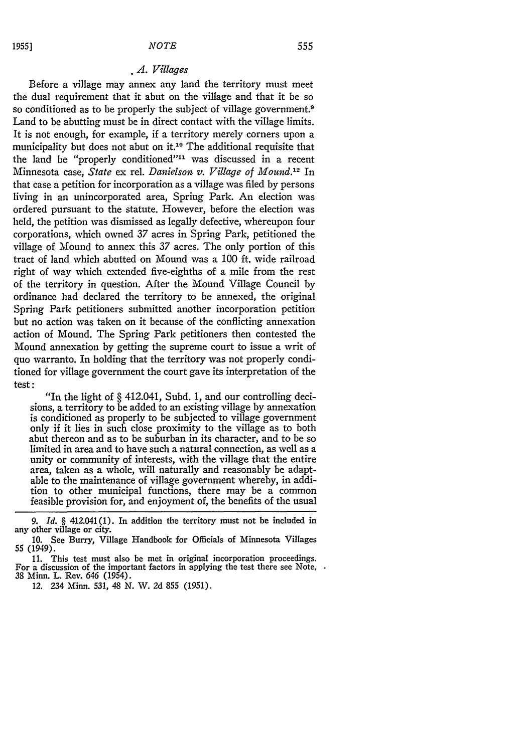### *A. Villages*

Before a village may annex any land the territory must meet the dual requirement that it abut on the village and that it be so so conditioned as to be properly the subject of village government.[9] Land to be abutting must be in direct contact with the village limits. It is not enough, for example, if a territory merely corners upon a municipality but does not abut on it.[10] The additional requisite that the land be "properly conditioned"[11] was discussed in a recent Minnesota case, *State* ex rel. *Danielson v. Village of Mound*.[12] In that case a petition for incorporation as a village was filed by persons living in an unincorporated area, Spring Park. An election was ordered pursuant to the statute. However, before the election was held, the petition was dismissed as legally defective, whereupon four corporations, which owned 37 acres in Spring Park, petitioned the village of Mound to annex this 37 acres. The only portion of this tract of land which abutted on Mound was a 100 ft. wide railroad right of way which extended five-eighths of a mile from the rest of the territory in question. After the Mound Village Council by ordinance had declared the territory to be annexed, the original Spring Park petitioners submitted another incorporation petition but no action was taken on it because of the conflicting annexation action of Mound. The Spring Park petitioners then contested the Mound annexation by getting the supreme court to issue a writ of quo warranto. In holding that the territory was not properly conditioned for village government the court gave its interpretation of the test:

> "In the light of § 412.041, Subd. 1, and our controlling decisions, a territory to be added to an existing village by annexation is conditioned as properly to be subjected to village government only if it lies in such close proximity to the village as to both abut thereon and as to be suburban in its character, and to be so limited in area and to have such a natural connection, as well as a unity or community of interests, with the village that the entire area, taken as a whole, will naturally and reasonably be adaptable to the maintenance of village government whereby, in addition to other municipal functions, there may be a common feasible provision for, and enjoyment of, the benefits of the usual

---

9. *Id.* § 412.041(1). In addition the territory must not be included in any other village or city.

10. See Burry, Village Handbook for Officials of Minnesota Villages 55 (1949).

11. This test must also be met in original incorporation proceedings. For a discussion of the important factors in applying the test there see Note, 38 Minn. L. Rev. 646 (1954).

12. 234 Minn. 531, 48 N. W. 2d 855 (1951).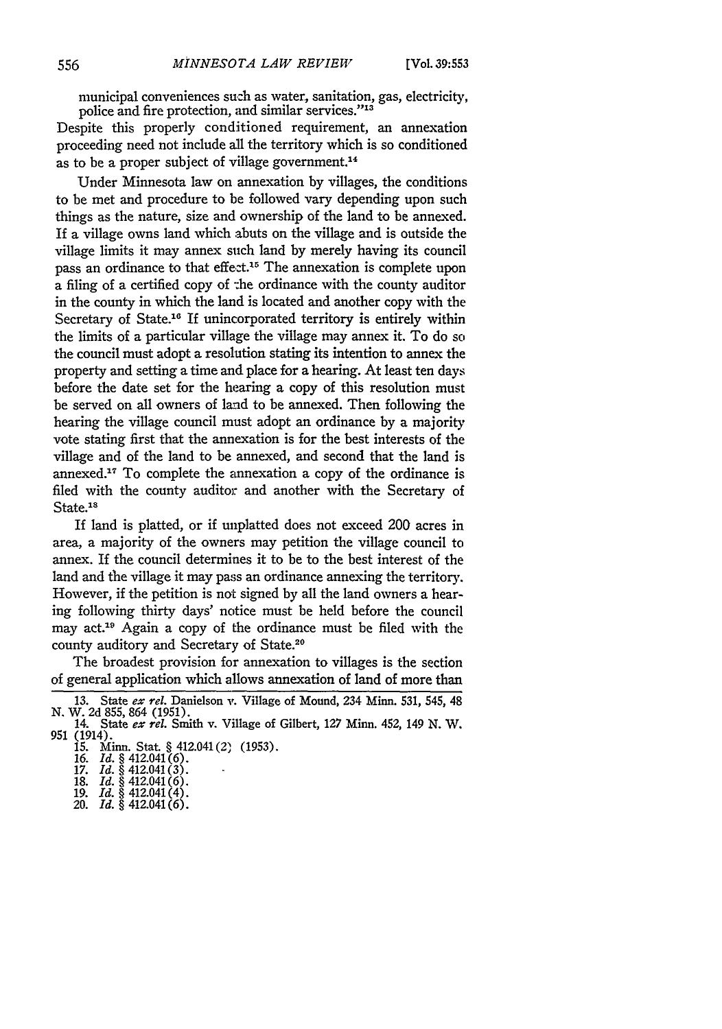municipal conveniences such as water, sanitation, gas, electricity, police and fire protection, and similar services."[13]

Despite this properly conditioned requirement, an annexation proceeding need not include all the territory which is so conditioned as to be a proper subject of village government.[14]

Under Minnesota law on annexation by villages, the conditions to be met and procedure to be followed vary depending upon such things as the nature, size and ownership of the land to be annexed. If a village owns land which abuts on the village and is outside the village limits it may annex such land by merely having its council pass an ordinance to that effect.[15] The annexation is complete upon a filing of a certified copy of the ordinance with the county auditor in the county in which the land is located and another copy with the Secretary of State.[16] If unincorporated territory is entirely within the limits of a particular village the village may annex it. To do so the council must adopt a resolution stating its intention to annex the property and setting a time and place for a hearing. At least ten days before the date set for the hearing a copy of this resolution must be served on all owners of land to be annexed. Then following the hearing the village council must adopt an ordinance by a majority vote stating first that the annexation is for the best interests of the village and of the land to be annexed, and second that the land is annexed.[17] To complete the annexation a copy of the ordinance is filed with the county auditor and another with the Secretary of State.[18]

If land is platted, or if unplatted does not exceed 200 acres in area, a majority of the owners may petition the village council to annex. If the council determines it to be to the best interest of the land and the village it may pass an ordinance annexing the territory. However, if the petition is not signed by all the land owners a hearing following thirty days' notice must be held before the council may act.[19] Again a copy of the ordinance must be filed with the county auditory and Secretary of State.[20]

The broadest provision for annexation to villages is the section of general application which allows annexation of land of more than

---

13. State *ex rel.* Danielson v. Village of Mound, 234 Minn. 531, 545, 48 N. W. 2d 855, 864 (1951).

14. State *ex rel.* Smith v. Village of Gilbert, 127 Minn. 452, 149 N. W. 951 (1914).

15. Minn. Stat. § 412.041(2) (1953).

16. *Id.* § 412.041(6).

17. *Id.* § 412.041(3).

18. *Id.* § 412.041(6).

19. *Id.* § 412.041(4).

20. *Id.* § 412.041(6).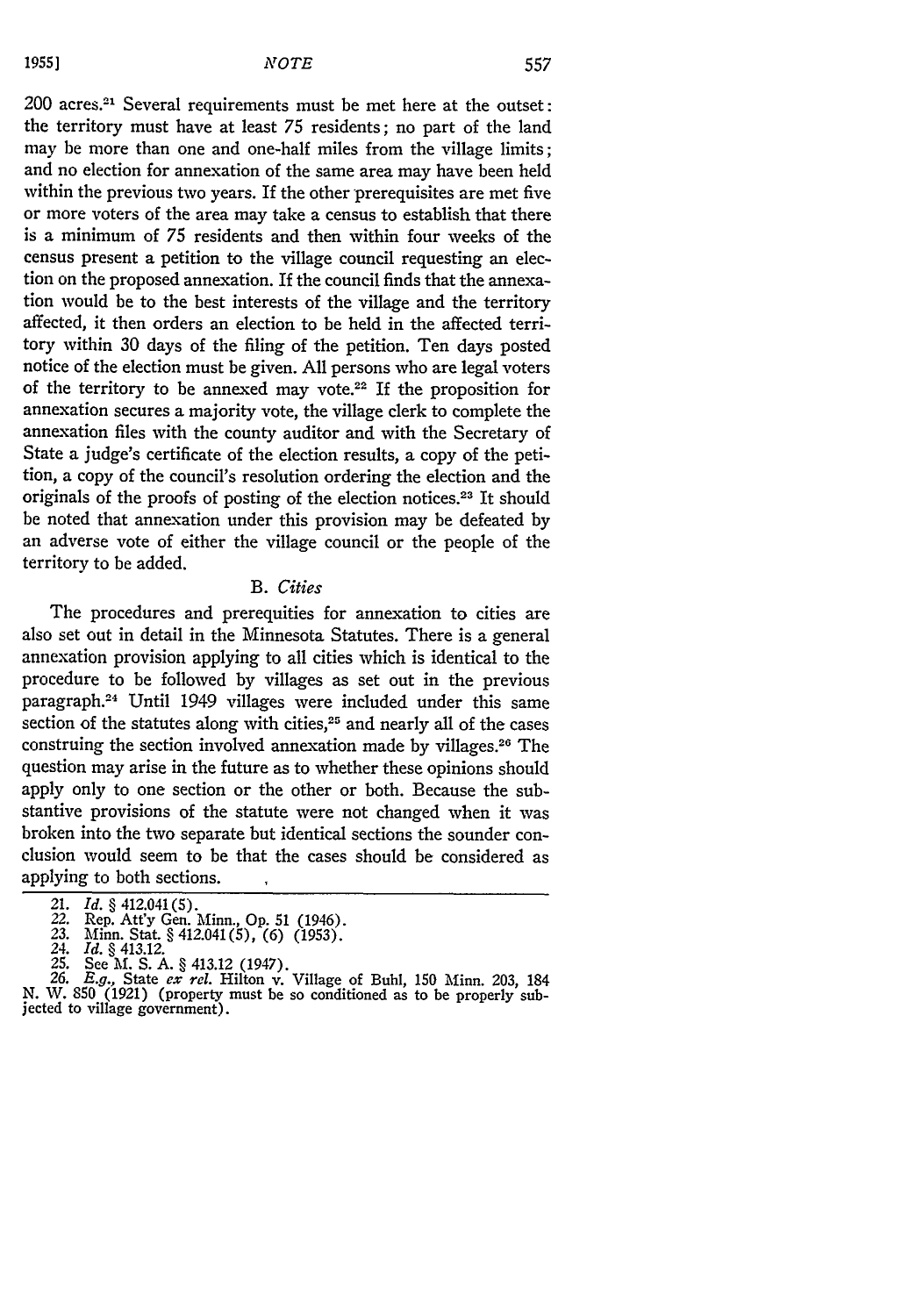200 acres.[21] Several requirements must be met here at the outset: the territory must have at least 75 residents; no part of the land may be more than one and one-half miles from the village limits; and no election for annexation of the same area may have been held within the previous two years. If the other prerequisites are met five or more voters of the area may take a census to establish that there is a minimum of 75 residents and then within four weeks of the census present a petition to the village council requesting an election on the proposed annexation. If the council finds that the annexation would be to the best interests of the village and the territory affected, it then orders an election to be held in the affected territory within 30 days of the filing of the petition. Ten days posted notice of the election must be given. All persons who are legal voters of the territory to be annexed may vote.[22] If the proposition for annexation secures a majority vote, the village clerk to complete the annexation files with the county auditor and with the Secretary of State a judge's certificate of the election results, a copy of the petition, a copy of the council's resolution ordering the election and the originals of the proofs of posting of the election notices.[23] It should be noted that annexation under this provision may be defeated by an adverse vote of either the village council or the people of the territory to be added.

### B. *Cities*

The procedures and prerequities for annexation to cities are also set out in detail in the Minnesota Statutes. There is a general annexation provision applying to all cities which is identical to the procedure to be followed by villages as set out in the previous paragraph.[24] Until 1949 villages were included under this same section of the statutes along with cities,[25] and nearly all of the cases construing the section involved annexation made by villages.[26] The question may arise in the future as to whether these opinions should apply only to one section or the other or both. Because the substantive provisions of the statute were not changed when it was broken into the two separate but identical sections the sounder conclusion would seem to be that the cases should be considered as applying to both sections.

---

21. *Id.* § 412.041(5).
22. Rep. Att'y Gen. Minn., Op. 51 (1946).
23. Minn. Stat. § 412.041(5), (6) (1953).
24. *Id.* § 413.12.
25. See M. S. A. § 413.12 (1947).
26. *E.g.*, State *ex rel.* Hilton v. Village of Buhl, 150 Minn. 203, 184 N. W. 850 (1921) (property must be so conditioned as to be properly subjected to village government).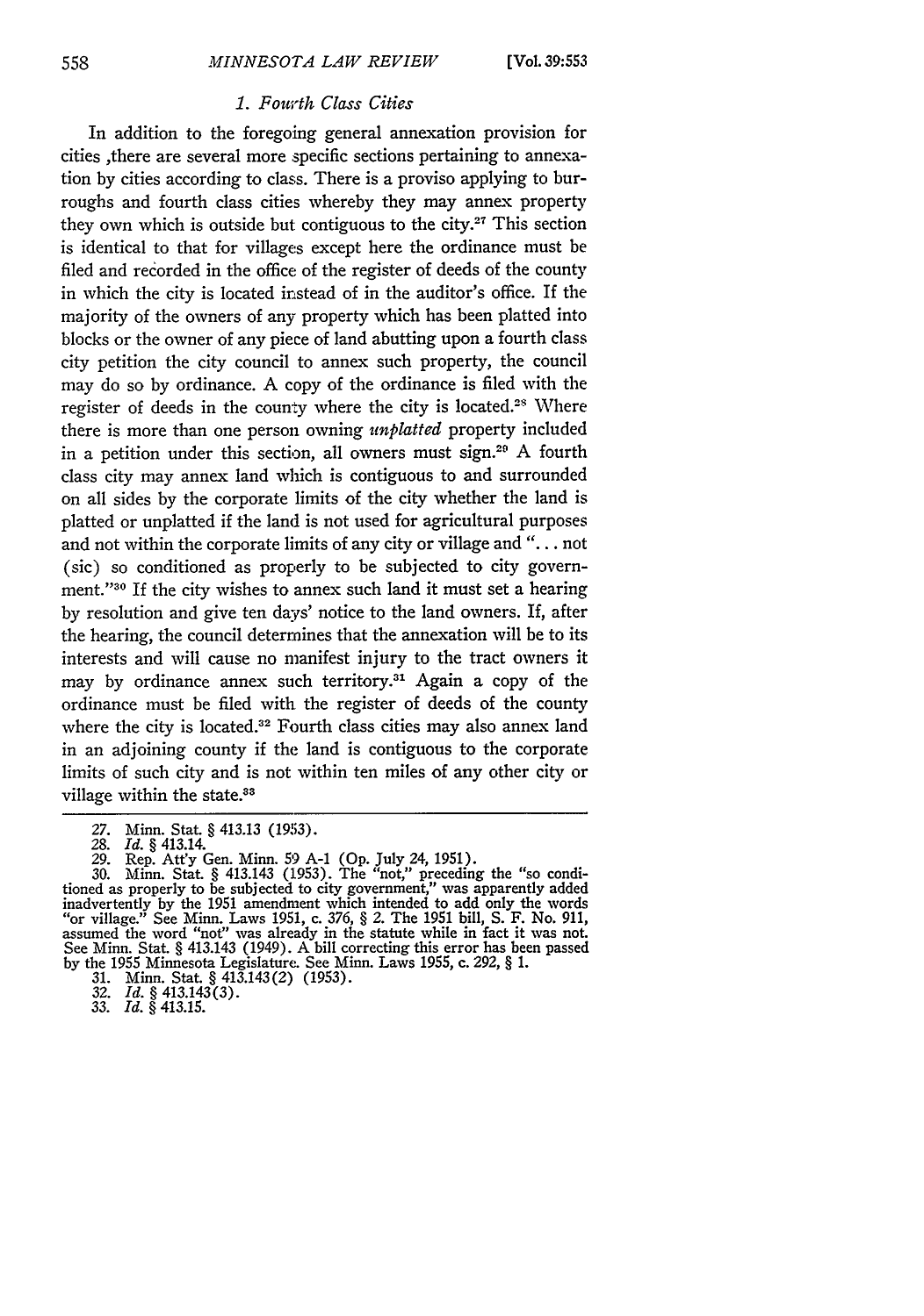### *1. Fourth Class Cities*

In addition to the foregoing general annexation provision for cities ,there are several more specific sections pertaining to annexation by cities according to class. There is a proviso applying to burroughs and fourth class cities whereby they may annex property they own which is outside but contiguous to the city.[27] This section is identical to that for villages except here the ordinance must be filed and recorded in the office of the register of deeds of the county in which the city is located instead of in the auditor's office. If the majority of the owners of any property which has been platted into blocks or the owner of any piece of land abutting upon a fourth class city petition the city council to annex such property, the council may do so by ordinance. A copy of the ordinance is filed with the register of deeds in the county where the city is located.[28] Where there is more than one person owning *unplatted* property included in a petition under this section, all owners must sign.[29] A fourth class city may annex land which is contiguous to and surrounded on all sides by the corporate limits of the city whether the land is platted or unplatted if the land is not used for agricultural purposes and not within the corporate limits of any city or village and "... not (sic) so conditioned as properly to be subjected to city government."[30] If the city wishes to annex such land it must set a hearing by resolution and give ten days' notice to the land owners. If, after the hearing, the council determines that the annexation will be to its interests and will cause no manifest injury to the tract owners it may by ordinance annex such territory.[31] Again a copy of the ordinance must be filed with the register of deeds of the county where the city is located.[32] Fourth class cities may also annex land in an adjoining county if the land is contiguous to the corporate limits of such city and is not within ten miles of any other city or village within the state.[33]

---

27. Minn. Stat. § 413.13 (1953).
28. *Id.* § 413.14.
29. Rep. Att'y Gen. Minn. 59 A-1 (Op. July 24, 1951).
30. Minn. Stat. § 413.143 (1953). The "not," preceding the "so conditioned as properly to be subjected to city government," was apparently added inadvertently by the 1951 amendment which intended to add only the words "or village." See Minn. Laws 1951, c. 376, § 2. The 1951 bill, S. F. No. 911, assumed the word "not" was already in the statute while in fact it was not. See Minn. Stat. § 413.143 (1949). A bill correcting this error has been passed by the 1955 Minnesota Legislature. See Minn. Laws 1955, c. 292, § 1.
31. Minn. Stat. § 413.143(2) (1953).
32. *Id.* § 413.143(3).
33. *Id.* § 413.15.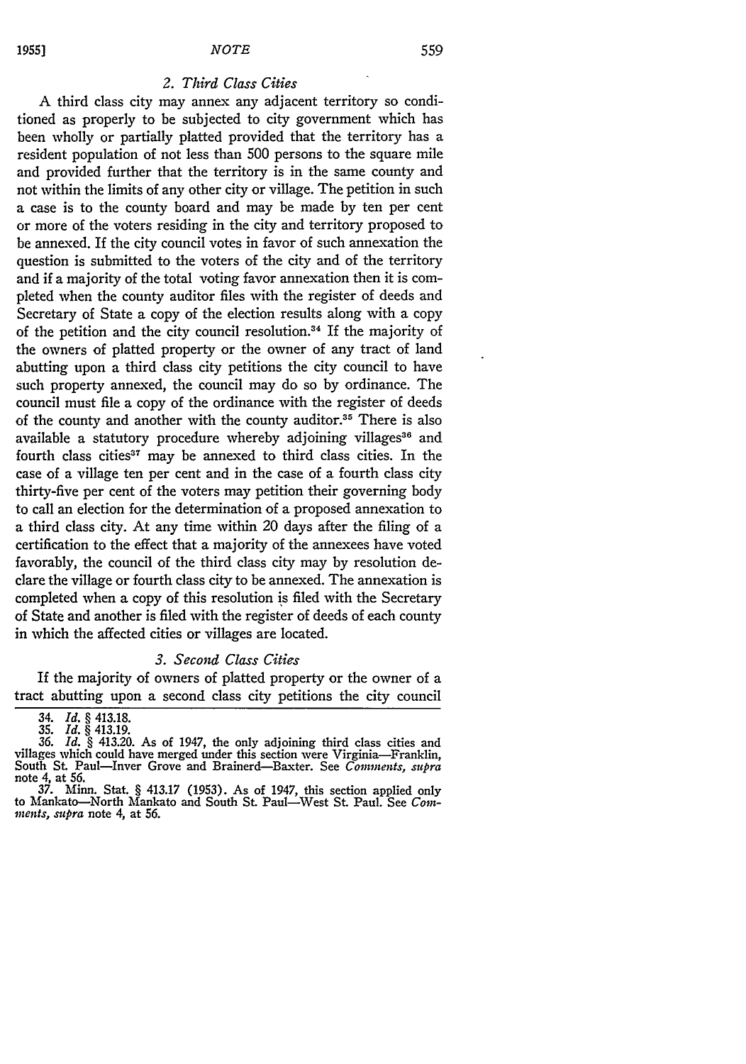### 2. *Third Class Cities*

A third class city may annex any adjacent territory so conditioned as properly to be subjected to city government which has been wholly or partially platted provided that the territory has a resident population of not less than 500 persons to the square mile and provided further that the territory is in the same county and not within the limits of any other city or village. The petition in such a case is to the county board and may be made by ten per cent or more of the voters residing in the city and territory proposed to be annexed. If the city council votes in favor of such annexation the question is submitted to the voters of the city and of the territory and if a majority of the total voting favor annexation then it is completed when the county auditor files with the register of deeds and Secretary of State a copy of the election results along with a copy of the petition and the city council resolution.[34] If the majority of the owners of platted property or the owner of any tract of land abutting upon a third class city petitions the city council to have such property annexed, the council may do so by ordinance. The council must file a copy of the ordinance with the register of deeds of the county and another with the county auditor.[35] There is also available a statutory procedure whereby adjoining villages[36] and fourth class cities[37] may be annexed to third class cities. In the case of a village ten per cent and in the case of a fourth class city thirty-five per cent of the voters may petition their governing body to call an election for the determination of a proposed annexation to a third class city. At any time within 20 days after the filing of a certification to the effect that a majority of the annexees have voted favorably, the council of the third class city may by resolution declare the village or fourth class city to be annexed. The annexation is completed when a copy of this resolution is filed with the Secretary of State and another is filed with the register of deeds of each county in which the affected cities or villages are located.

### 3. *Second Class Cities*

If the majority of owners of platted property or the owner of a tract abutting upon a second class city petitions the city council

---

34. *Id.* § 413.18.

35. *Id.* § 413.19.

36. *Id.* § 413.20. As of 1947, the only adjoining third class cities and villages which could have merged under this section were Virginia—Franklin, South St. Paul—Inver Grove and Brainerd—Baxter. See *Comments, supra* note 4, at 56.

37. Minn. Stat. § 413.17 (1953). As of 1947, this section applied only to Mankato—North Mankato and South St. Paul—West St. Paul. See *Comments, supra* note 4, at 56.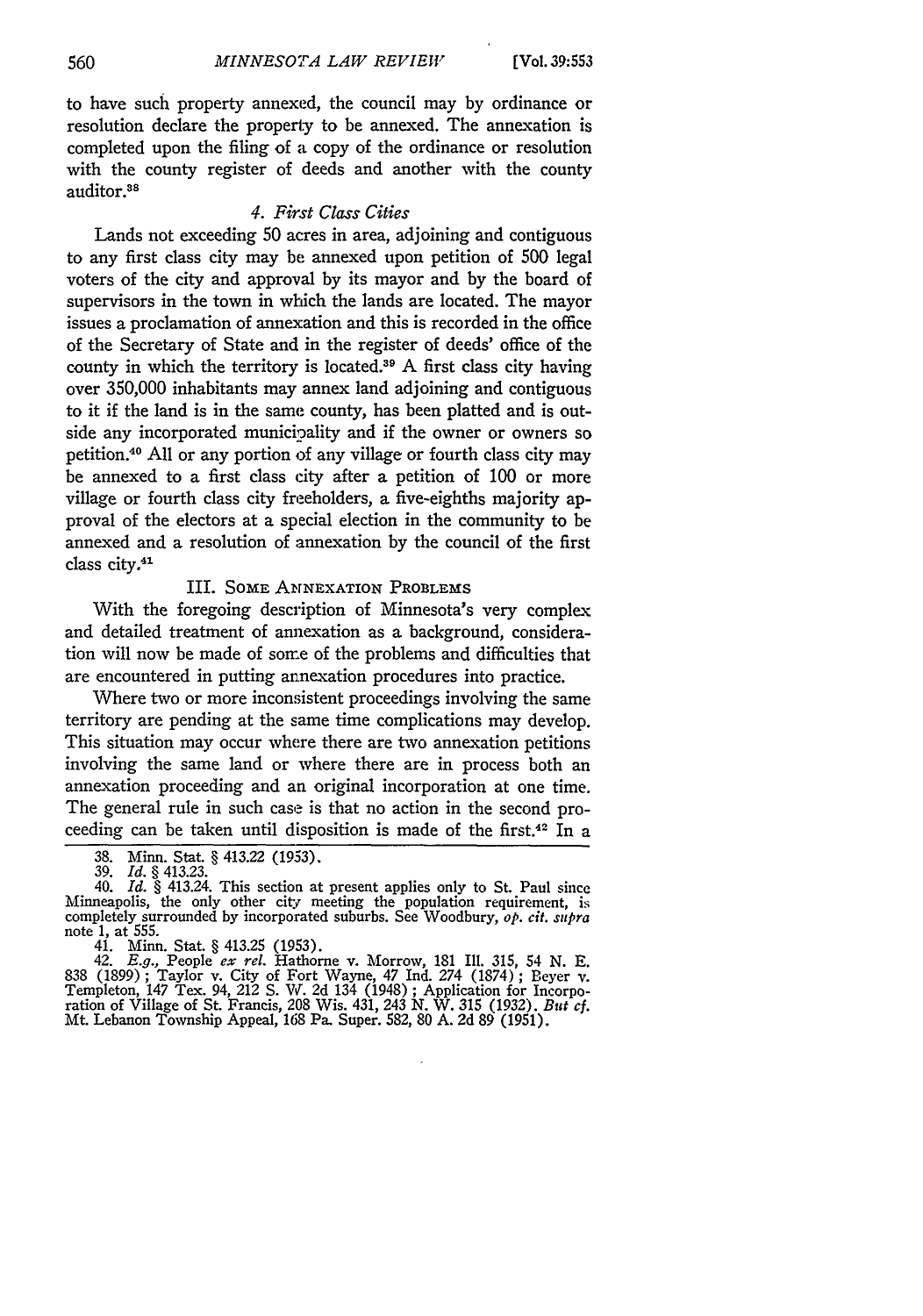to have such property annexed, the council may by ordinance or resolution declare the property to be annexed. The annexation is completed upon the filing of a copy of the ordinance or resolution with the county register of deeds and another with the county auditor.[38]

### *4. First Class Cities*

Lands not exceeding 50 acres in area, adjoining and contiguous to any first class city may be annexed upon petition of 500 legal voters of the city and approval by its mayor and by the board of supervisors in the town in which the lands are located. The mayor issues a proclamation of annexation and this is recorded in the office of the Secretary of State and in the register of deeds' office of the county in which the territory is located.[39] A first class city having over 350,000 inhabitants may annex land adjoining and contiguous to it if the land is in the same county, has been platted and is outside any incorporated municipality and if the owner or owners so petition.[40] All or any portion of any village or fourth class city may be annexed to a first class city after a petition of 100 or more village or fourth class city freeholders, a five-eighths majority approval of the electors at a special election in the community to be annexed and a resolution of annexation by the council of the first class city.[41]

## III. Some Annexation Problems

With the foregoing description of Minnesota's very complex and detailed treatment of annexation as a background, consideration will now be made of some of the problems and difficulties that are encountered in putting annexation procedures into practice.

Where two or more inconsistent proceedings involving the same territory are pending at the same time complications may develop. This situation may occur where there are two annexation petitions involving the same land or where there are in process both an annexation proceeding and an original incorporation at one time. The general rule in such case is that no action in the second proceeding can be taken until disposition is made of the first.[42] In a

---

38. Minn. Stat. § 413.22 (1953).

39. *Id.* § 413.23.

40. *Id.* § 413.24. This section at present applies only to St. Paul since Minneapolis, the only other city meeting the population requirement, is completely surrounded by incorporated suburbs. See Woodbury, *op. cit. supra* note 1, at 555.

41. Minn. Stat. § 413.25 (1953).

42. *E.g.*, People *ex rel.* Hathorne v. Morrow, 181 Ill. 315, 54 N. E. 838 (1899); Taylor v. City of Fort Wayne, 47 Ind. 274 (1874); Beyer v. Templeton, 147 Tex. 94, 212 S. W. 2d 134 (1948); Application for Incorporation of Village of St. Francis, 208 Wis. 431, 243 N. W. 315 (1932). *But cf.* Mt. Lebanon Township Appeal, 168 Pa. Super. 582, 80 A. 2d 89 (1951).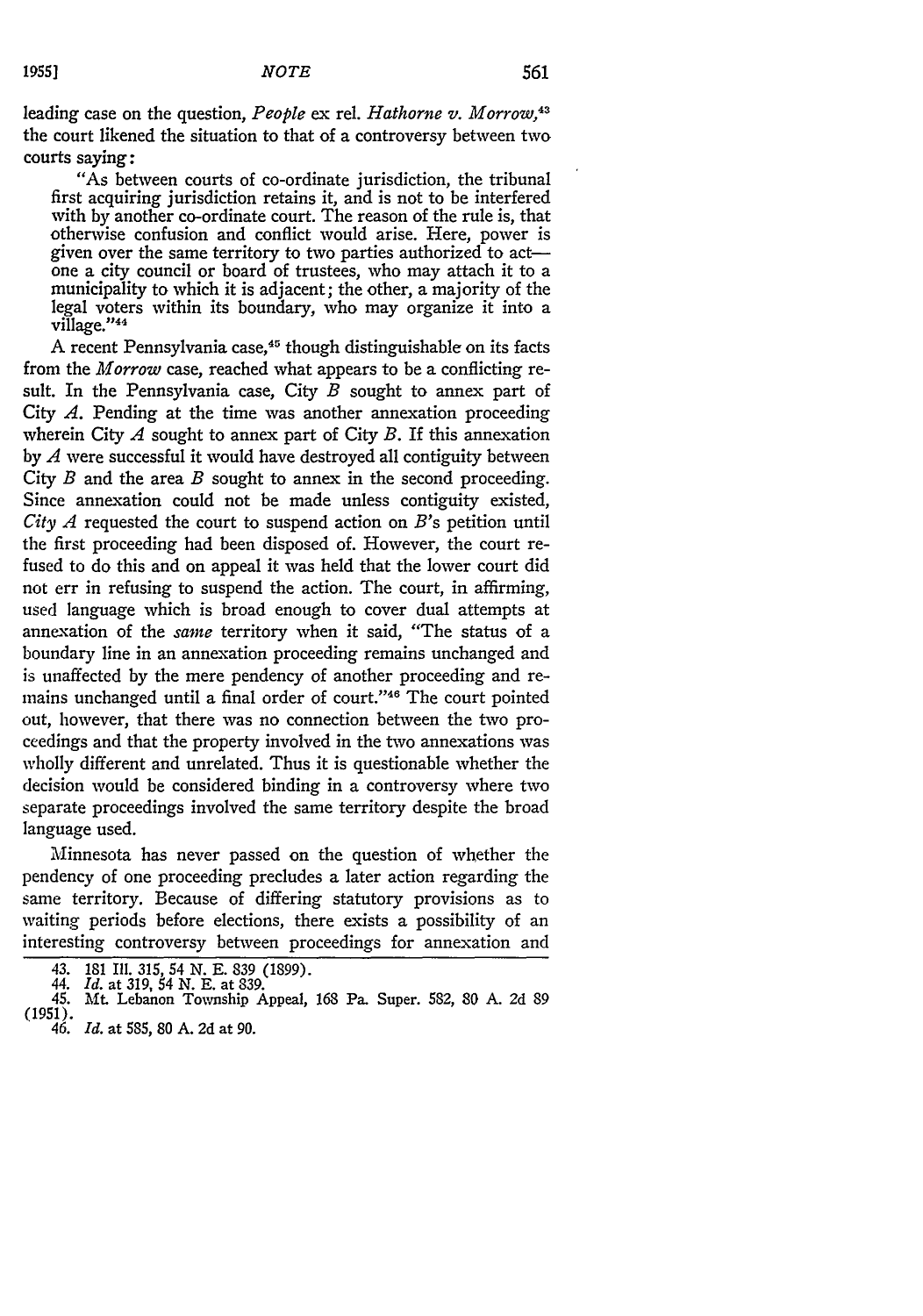leading case on the question, *People* ex rel. *Hathorne v. Morrow*,[43] the court likened the situation to that of a controversy between two courts saying:

> "As between courts of co-ordinate jurisdiction, the tribunal first acquiring jurisdiction retains it, and is not to be interfered with by another co-ordinate court. The reason of the rule is, that otherwise confusion and conflict would arise. Here, power is given over the same territory to two parties authorized to act—one a city council or board of trustees, who may attach it to a municipality to which it is adjacent; the other, a majority of the legal voters within its boundary, who may organize it into a village."[44]

A recent Pennsylvania case,[45] though distinguishable on its facts from the *Morrow* case, reached what appears to be a conflicting result. In the Pennsylvania case, City *B* sought to annex part of City *A*. Pending at the time was another annexation proceeding wherein City *A* sought to annex part of City *B*. If this annexation by *A* were successful it would have destroyed all contiguity between City *B* and the area *B* sought to annex in the second proceeding. Since annexation could not be made unless contiguity existed, *City A* requested the court to suspend action on *B*'s petition until the first proceeding had been disposed of. However, the court refused to do this and on appeal it was held that the lower court did not err in refusing to suspend the action. The court, in affirming, used language which is broad enough to cover dual attempts at annexation of the *same* territory when it said, "The status of a boundary line in an annexation proceeding remains unchanged and is unaffected by the mere pendency of another proceeding and remains unchanged until a final order of court."[46] The court pointed out, however, that there was no connection between the two proceedings and that the property involved in the two annexations was wholly different and unrelated. Thus it is questionable whether the decision would be considered binding in a controversy where two separate proceedings involved the same territory despite the broad language used.

Minnesota has never passed on the question of whether the pendency of one proceeding precludes a later action regarding the same territory. Because of differing statutory provisions as to waiting periods before elections, there exists a possibility of an interesting controversy between proceedings for annexation and

---

43. 181 Ill. 315, 54 N. E. 839 (1899).
44. *Id.* at 319, 54 N. E. at 839.
45. Mt. Lebanon Township Appeal, 168 Pa. Super. 582, 80 A. 2d 89 (1951).
46. *Id.* at 585, 80 A. 2d at 90.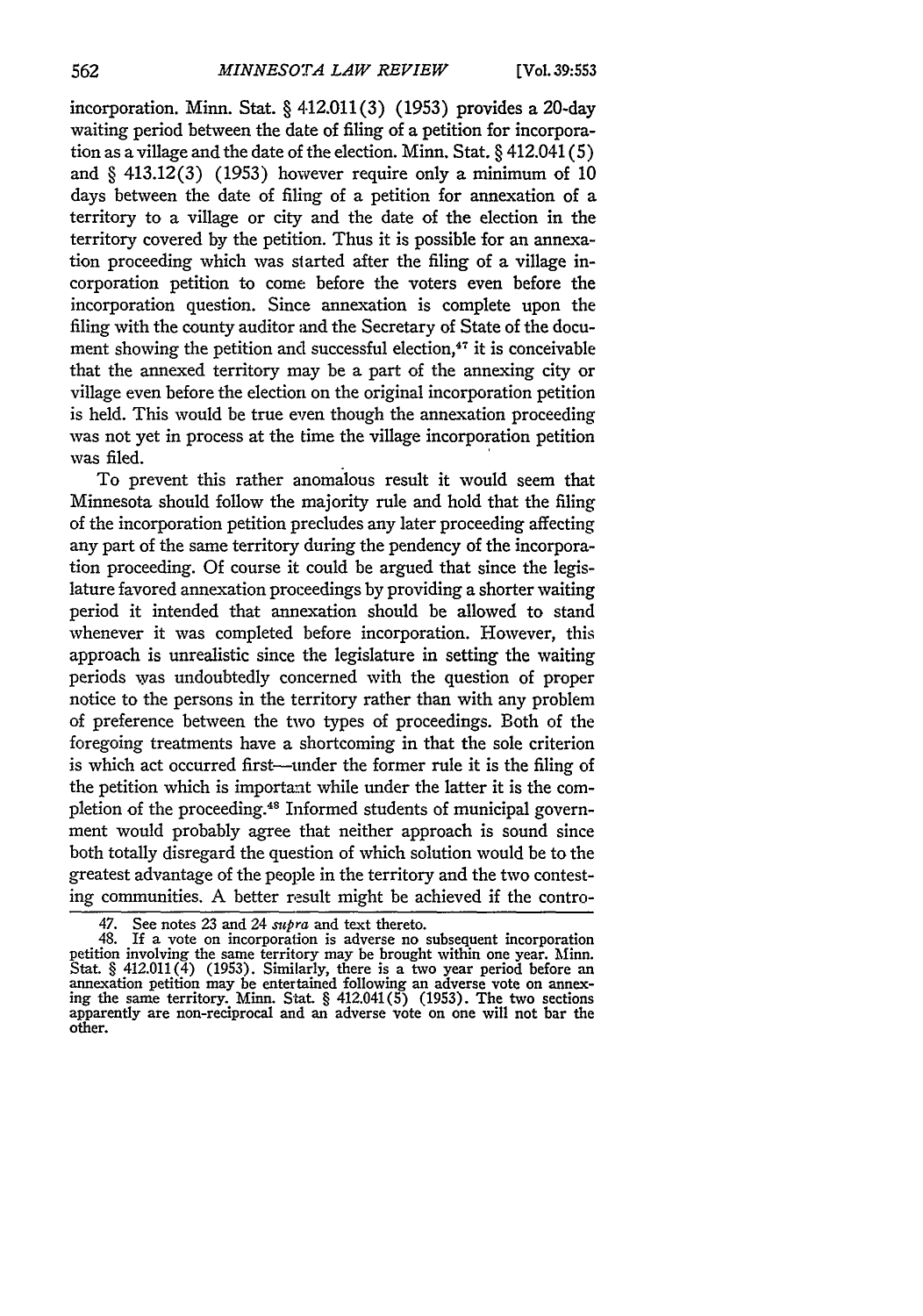incorporation. Minn. Stat. § 412.011(3) (1953) provides a 20-day waiting period between the date of filing of a petition for incorporation as a village and the date of the election. Minn. Stat. § 412.041(5) and § 413.12(3) (1953) however require only a minimum of 10 days between the date of filing of a petition for annexation of a territory to a village or city and the date of the election in the territory covered by the petition. Thus it is possible for an annexation proceeding which was started after the filing of a village incorporation petition to come before the voters even before the incorporation question. Since annexation is complete upon the filing with the county auditor and the Secretary of State of the document showing the petition and successful election,[47] it is conceivable that the annexed territory may be a part of the annexing city or village even before the election on the original incorporation petition is held. This would be true even though the annexation proceeding was not yet in process at the time the village incorporation petition was filed.

To prevent this rather anomalous result it would seem that Minnesota should follow the majority rule and hold that the filing of the incorporation petition precludes any later proceeding affecting any part of the same territory during the pendency of the incorporation proceeding. Of course it could be argued that since the legislature favored annexation proceedings by providing a shorter waiting period it intended that annexation should be allowed to stand whenever it was completed before incorporation. However, this approach is unrealistic since the legislature in setting the waiting periods was undoubtedly concerned with the question of proper notice to the persons in the territory rather than with any problem of preference between the two types of proceedings. Both of the foregoing treatments have a shortcoming in that the sole criterion is which act occurred first—under the former rule it is the filing of the petition which is important while under the latter it is the completion of the proceeding.[48] Informed students of municipal government would probably agree that neither approach is sound since both totally disregard the question of which solution would be to the greatest advantage of the people in the territory and the two contesting communities. A better result might be achieved if the contro-

---

47. See notes 23 and 24 *supra* and text thereto.

48. If a vote on incorporation is adverse no subsequent incorporation petition involving the same territory may be brought within one year. Minn. Stat. § 412.011(4) (1953). Similarly, there is a two year period before an annexation petition may be entertained following an adverse vote on annexing the same territory. Minn. Stat. § 412.041(5) (1953). The two sections apparently are non-reciprocal and an adverse vote on one will not bar the other.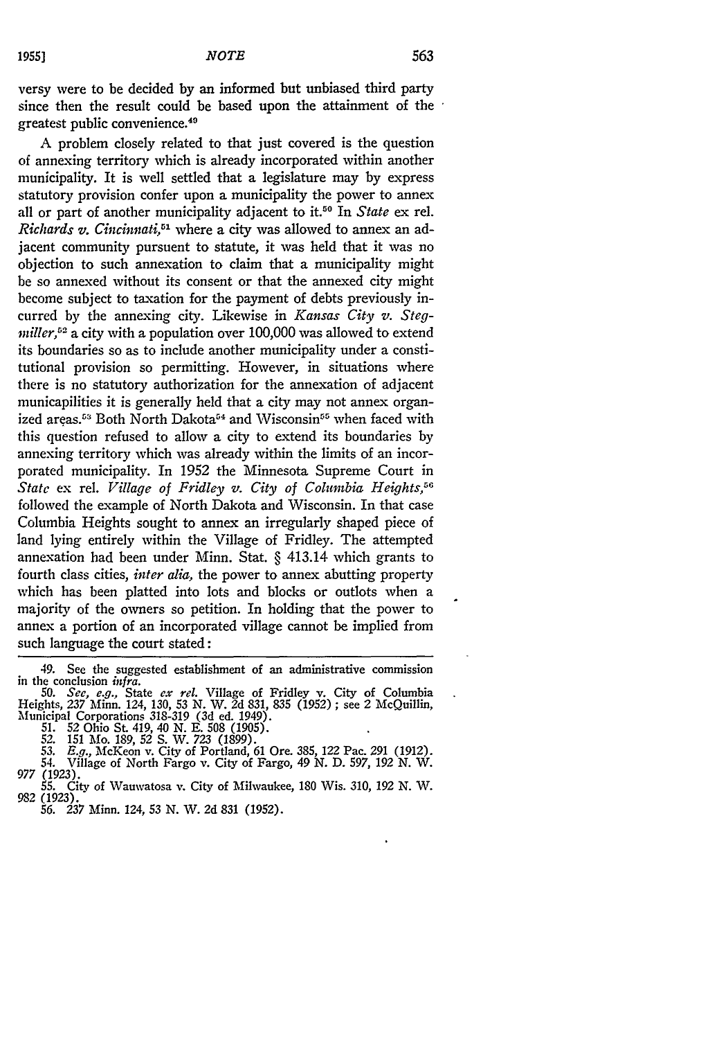versy were to be decided by an informed but unbiased third party since then the result could be based upon the attainment of the greatest public convenience.[49]

A problem closely related to that just covered is the question of annexing territory which is already incorporated within another municipality. It is well settled that a legislature may by express statutory provision confer upon a municipality the power to annex all or part of another municipality adjacent to it.[50] In *State* ex rel. *Richards v. Cincinnati*,[51] where a city was allowed to annex an adjacent community pursuent to statute, it was held that it was no objection to such annexation to claim that a municipality might be so annexed without its consent or that the annexed city might become subject to taxation for the payment of debts previously incurred by the annexing city. Likewise in *Kansas City v. Stegmiller*,[52] a city with a population over 100,000 was allowed to extend its boundaries so as to include another municipality under a constitutional provision so permitting. However, in situations where there is no statutory authorization for the annexation of adjacent municapilities it is generally held that a city may not annex organized areas.[53] Both North Dakota[54] and Wisconsin[55] when faced with this question refused to allow a city to extend its boundaries by annexing territory which was already within the limits of an incorporated municipality. In 1952 the Minnesota Supreme Court in *State* ex rel. *Village of Fridley v. City of Columbia Heights*,[56] followed the example of North Dakota and Wisconsin. In that case Columbia Heights sought to annex an irregularly shaped piece of land lying entirely within the Village of Fridley. The attempted annexation had been under Minn. Stat. § 413.14 which grants to fourth class cities, *inter alia*, the power to annex abutting property which has been platted into lots and blocks or outlots when a majority of the owners so petition. In holding that the power to annex a portion of an incorporated village cannot be implied from such language the court stated:

---

49. See the suggested establishment of an administrative commission in the conclusion *infra*.

50. *See, e.g.*, State *ex rel.* Village of Fridley v. City of Columbia Heights, 237 Minn. 124, 130, 53 N. W. 2d 831, 835 (1952); see 2 McQuillin, Municipal Corporations 318-319 (3d ed. 1949).

51. 52 Ohio St. 419, 40 N. E. 508 (1905).

52. 151 Mo. 189, 52 S. W. 723 (1899).

53. *E.g.*, McKeon v. City of Portland, 61 Ore. 385, 122 Pac. 291 (1912).

54. Village of North Fargo v. City of Fargo, 49 N. D. 597, 192 N. W. 977 (1923).

55. City of Wauwatosa v. City of Milwaukee, 180 Wis. 310, 192 N. W. 982 (1923).

56. 237 Minn. 124, 53 N. W. 2d 831 (1952).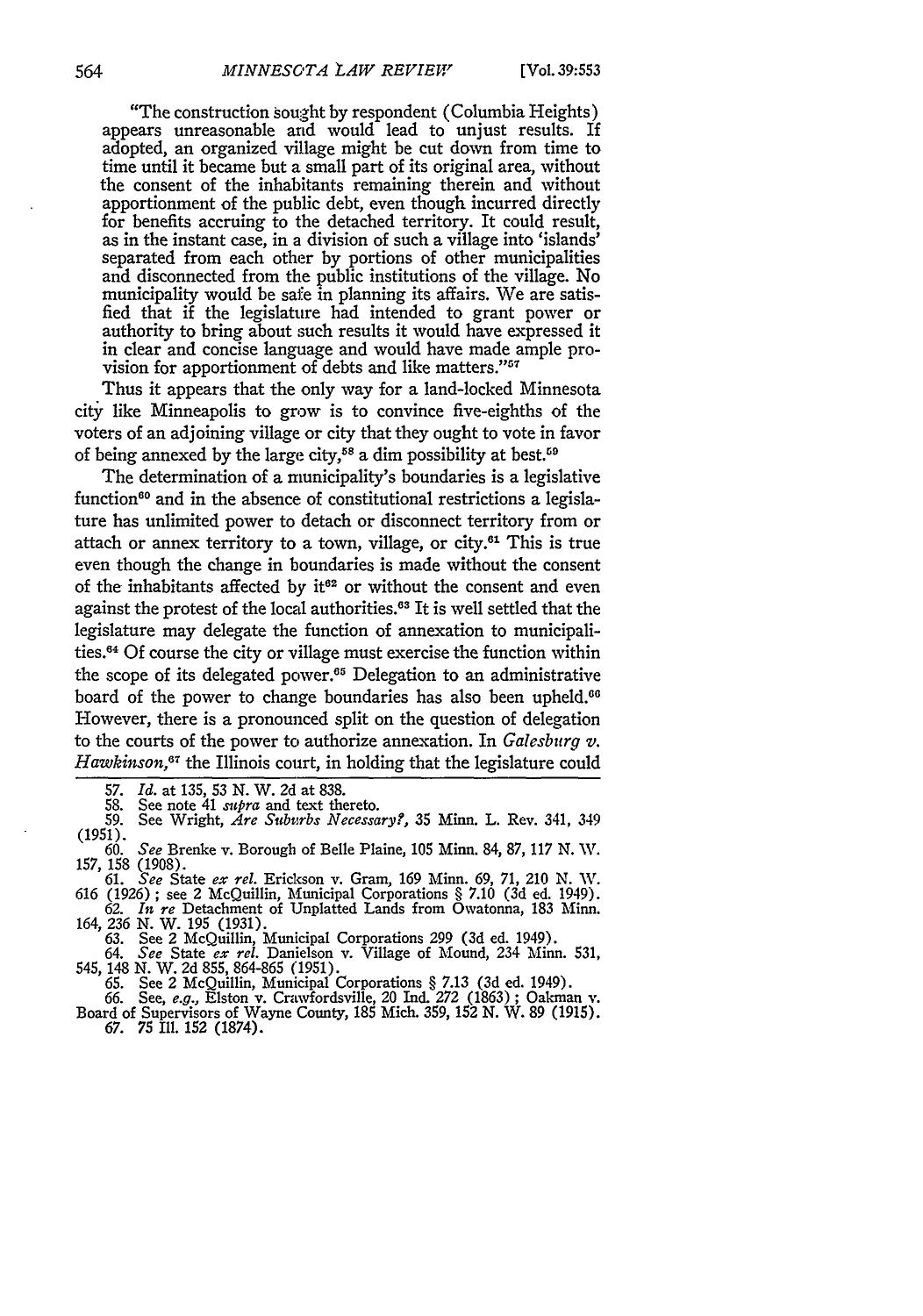"The construction sought by respondent (Columbia Heights) appears unreasonable and would lead to unjust results. If adopted, an organized village might be cut down from time to time until it became but a small part of its original area, without the consent of the inhabitants remaining therein and without apportionment of the public debt, even though incurred directly for benefits accruing to the detached territory. It could result, as in the instant case, in a division of such a village into 'islands' separated from each other by portions of other municipalities and disconnected from the public institutions of the village. No municipality would be safe in planning its affairs. We are satisfied that if the legislature had intended to grant power or authority to bring about such results it would have expressed it in clear and concise language and would have made ample provision for apportionment of debts and like matters."[57]

Thus it appears that the only way for a land-locked Minnesota city like Minneapolis to grow is to convince five-eighths of the voters of an adjoining village or city that they ought to vote in favor of being annexed by the large city,[58] a dim possibility at best.[59]

The determination of a municipality's boundaries is a legislative function[60] and in the absence of constitutional restrictions a legislature has unlimited power to detach or disconnect territory from or attach or annex territory to a town, village, or city.[61] This is true even though the change in boundaries is made without the consent of the inhabitants affected by it[62] or without the consent and even against the protest of the local authorities.[63] It is well settled that the legislature may delegate the function of annexation to municipalities.[64] Of course the city or village must exercise the function within the scope of its delegated power.[65] Delegation to an administrative board of the power to change boundaries has also been upheld.[66] However, there is a pronounced split on the question of delegation to the courts of the power to authorize annexation. In *Galesburg v. Hawkinson*,[67] the Illinois court, in holding that the legislature could

57. *Id.* at 135, 53 N. W. 2d at 838.
58. See note 41 *supra* and text thereto.
59. See Wright, *Are Suburbs Necessary?*, 35 Minn. L. Rev. 341, 349 (1951).
60. *See* Brenke v. Borough of Belle Plaine, 105 Minn. 84, 87, 117 N. W. 157, 158 (1908).
61. *See* State *ex rel.* Erickson v. Gram, 169 Minn. 69, 71, 210 N. W. 616 (1926); see 2 McQuillin, Municipal Corporations § 7.10 (3d ed. 1949).
62. *In re* Detachment of Unplatted Lands from Owatonna, 183 Minn. 164, 236 N. W. 195 (1931).
63. See 2 McQuillin, Municipal Corporations 299 (3d ed. 1949).
64. *See* State *ex rel.* Danielson v. Village of Mound, 234 Minn. 531, 545, 148 N. W. 2d 855, 864-865 (1951).
65. See 2 McQuillin, Municipal Corporations § 7.13 (3d ed. 1949).
66. See, *e.g.*, Elston v. Crawfordsville, 20 Ind. 272 (1863); Oakman v. Board of Supervisors of Wayne County, 185 Mich. 359, 152 N. W. 89 (1915).
67. 75 Ill. 152 (1874).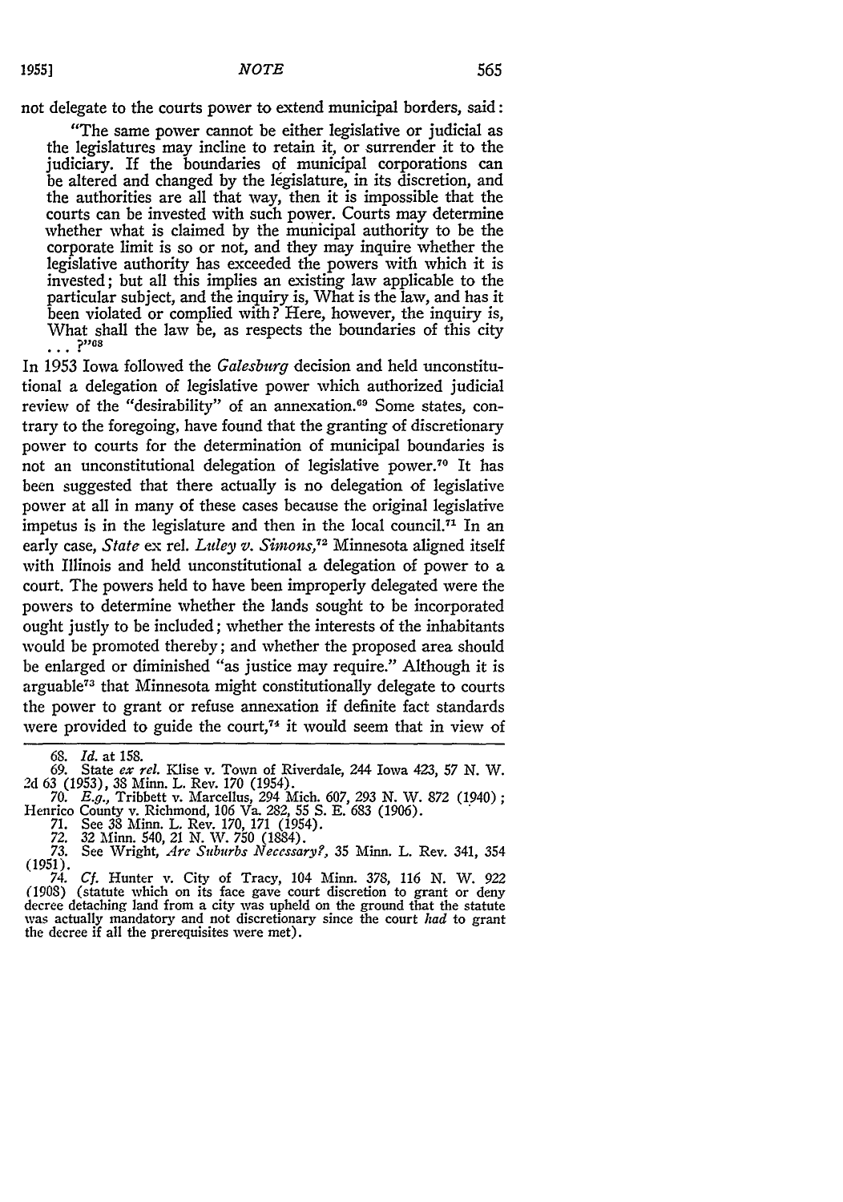not delegate to the courts power to extend municipal borders, said:

> "The same power cannot be either legislative or judicial as the legislatures may incline to retain it, or surrender it to the judiciary. If the boundaries of municipal corporations can be altered and changed by the legislature, in its discretion, and the authorities are all that way, then it is impossible that the courts can be invested with such power. Courts may determine whether what is claimed by the municipal authority to be the corporate limit is so or not, and they may inquire whether the legislative authority has exceeded the powers with which it is invested; but all this implies an existing law applicable to the particular subject, and the inquiry is, What is the law, and has it been violated or complied with? Here, however, the inquiry is, What shall the law be, as respects the boundaries of this city . . . ?"[68]

In 1953 Iowa followed the *Galesburg* decision and held unconstitutional a delegation of legislative power which authorized judicial review of the "desirability" of an annexation.[69] Some states, contrary to the foregoing, have found that the granting of discretionary power to courts for the determination of municipal boundaries is not an unconstitutional delegation of legislative power.[70] It has been suggested that there actually is no delegation of legislative power at all in many of these cases because the original legislative impetus is in the legislature and then in the local council.[71] In an early case, *State* ex rel. *Luley v. Simons*,[72] Minnesota aligned itself with Illinois and held unconstitutional a delegation of power to a court. The powers held to have been improperly delegated were the powers to determine whether the lands sought to be incorporated ought justly to be included; whether the interests of the inhabitants would be promoted thereby; and whether the proposed area should be enlarged or diminished "as justice may require." Although it is arguable[73] that Minnesota might constitutionally delegate to courts the power to grant or refuse annexation if definite fact standards were provided to guide the court,[74] it would seem that in view of

68. *Id.* at 158.

69. State *ex rel.* Klise v. Town of Riverdale, 244 Iowa 423, 57 N. W. 2d 63 (1953), 38 Minn. L. Rev. 170 (1954).

70. *E.g.*, Tribbett v. Marcellus, 294 Mich. 607, 293 N. W. 872 (1940); Henrico County v. Richmond, 106 Va. 282, 55 S. E. 683 (1906).

71. See 38 Minn. L. Rev. 170, 171 (1954).

72. 32 Minn. 540, 21 N. W. 750 (1884).

73. See Wright, *Are Suburbs Necessary?*, 35 Minn. L. Rev. 341, 354 (1951).

74. *Cf.* Hunter v. City of Tracy, 104 Minn. 378, 116 N. W. 922 (1908) (statute which on its face gave court discretion to grant or deny decree detaching land from a city was upheld on the ground that the statute was actually mandatory and not discretionary since the court *had* to grant the decree if all the prerequisites were met).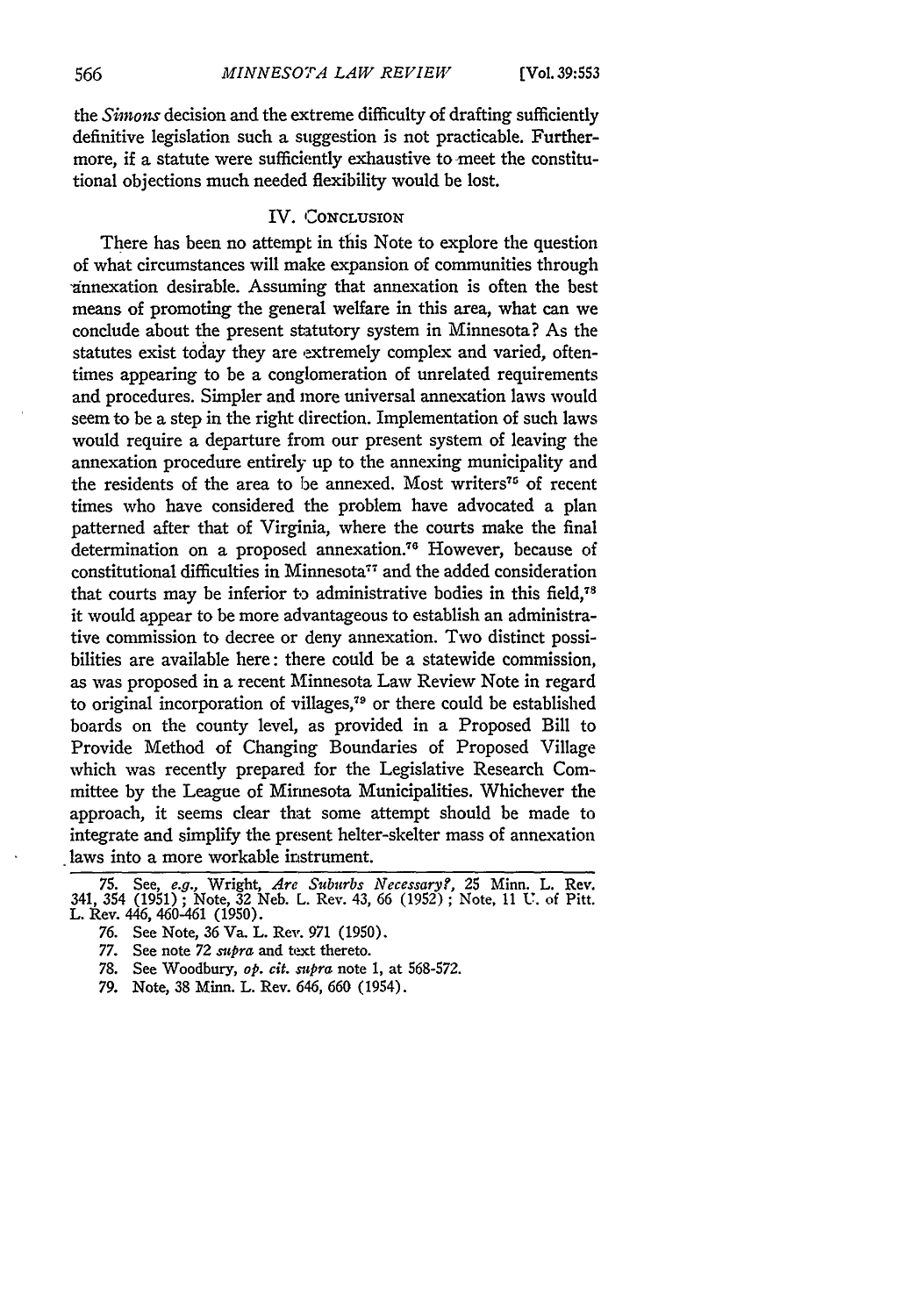the *Simons* decision and the extreme difficulty of drafting sufficiently definitive legislation such a suggestion is not practicable. Furthermore, if a statute were sufficiently exhaustive to meet the constitutional objections much needed flexibility would be lost.

## IV. CONCLUSION

There has been no attempt in this Note to explore the question of what circumstances will make expansion of communities through annexation desirable. Assuming that annexation is often the best means of promoting the general welfare in this area, what can we conclude about the present statutory system in Minnesota? As the statutes exist today they are extremely complex and varied, oftentimes appearing to be a conglomeration of unrelated requirements and procedures. Simpler and more universal annexation laws would seem to be a step in the right direction. Implementation of such laws would require a departure from our present system of leaving the annexation procedure entirely up to the annexing municipality and the residents of the area to be annexed. Most writers[75] of recent times who have considered the problem have advocated a plan patterned after that of Virginia, where the courts make the final determination on a proposed annexation.[76] However, because of constitutional difficulties in Minnesota[77] and the added consideration that courts may be inferior to administrative bodies in this field,[78] it would appear to be more advantageous to establish an administrative commission to decree or deny annexation. Two distinct possibilities are available here: there could be a statewide commission, as was proposed in a recent Minnesota Law Review Note in regard to original incorporation of villages,[79] or there could be established boards on the county level, as provided in a Proposed Bill to Provide Method of Changing Boundaries of Proposed Village which was recently prepared for the Legislative Research Committee by the League of Minnesota Municipalities. Whichever the approach, it seems clear that some attempt should be made to integrate and simplify the present helter-skelter mass of annexation laws into a more workable instrument.

---

75. See, *e.g.*, Wright, *Are Suburbs Necessary?*, 25 Minn. L. Rev. 341, 354 (1951); Note, 32 Neb. L. Rev. 43, 66 (1952); Note, 11 U. of Pitt. L. Rev. 446, 460-461 (1950).

76. See Note, 36 Va. L. Rev. 971 (1950).

77. See note 72 *supra* and text thereto.

78. See Woodbury, *op. cit. supra* note 1, at 568-572.

79. Note, 38 Minn. L. Rev. 646, 660 (1954).